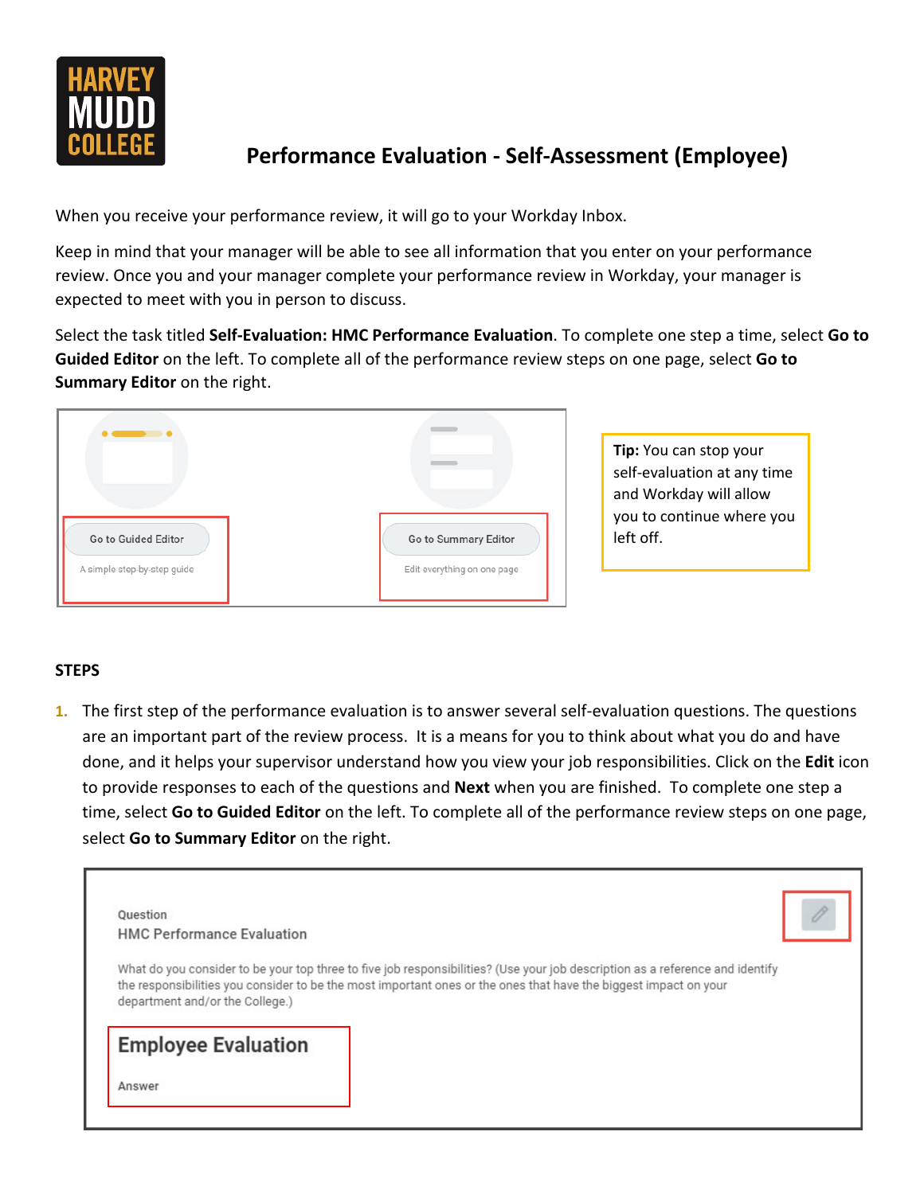# Performance Evaluation - Self-Assessment (Employee)

When you receive your performance review, it will go to your Workday Inbox.

Keep in mind that your manager will be able to see all information that you enter on your performance review. Once you and your manager complete your performance review in Workday, your manager is expected to meet with you in person to discuss.

Select the task titled **Self-Evaluation: HMC Performance Evaluation**. To complete one step a time, select **Go to Guided Editor** on the left. To complete all of the performance review steps on one page, select **Go to Summary Editor** on the right.

Go to Guided Editor
A simple step-by-step guide

Go to Summary Editor
Edit everything on one page

**Tip:** You can stop your self-evaluation at any time and Workday will allow you to continue where you left off.

## STEPS

1. The first step of the performance evaluation is to answer several self-evaluation questions. The questions are an important part of the review process. It is a means for you to think about what you do and have done, and it helps your supervisor understand how you view your job responsibilities. Click on the **Edit** icon to provide responses to each of the questions and **Next** when you are finished. To complete one step a time, select **Go to Guided Editor** on the left. To complete all of the performance review steps on one page, select **Go to Summary Editor** on the right.

Question
HMC Performance Evaluation

What do you consider to be your top three to five job responsibilities? (Use your job description as a reference and identify the responsibilities you consider to be the most important ones or the ones that have the biggest impact on your department and/or the College.)

Employee Evaluation

Answer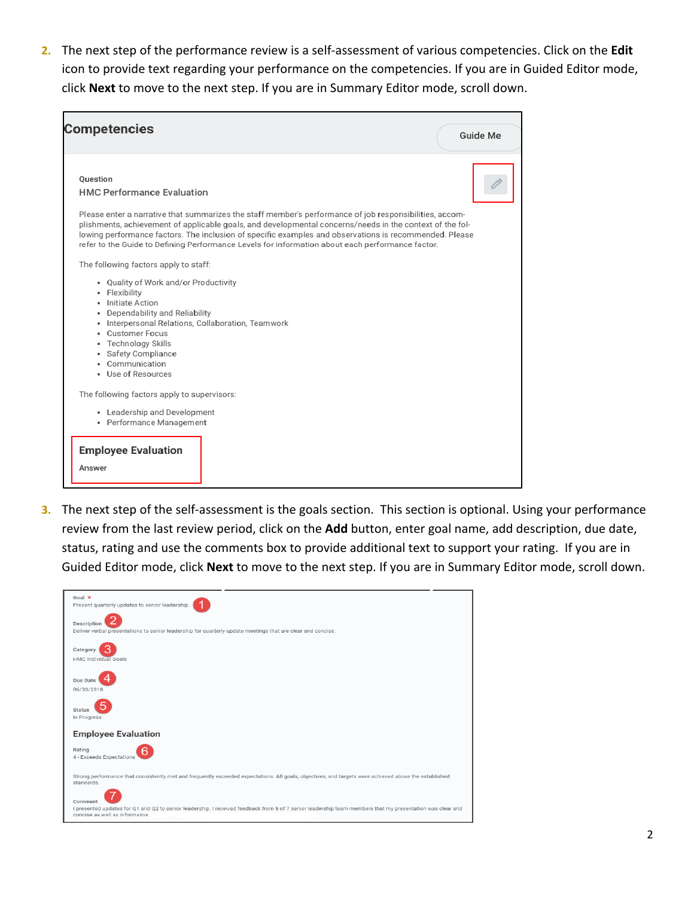2. The next step of the performance review is a self-assessment of various competencies. Click on the **Edit** icon to provide text regarding your performance on the competencies. If you are in Guided Editor mode, click **Next** to move to the next step. If you are in Summary Editor mode, scroll down.

**Competencies**

Guide Me

Question

HMC Performance Evaluation

Please enter a narrative that summarizes the staff member's performance of job responsibilities, accomplishments, achievement of applicable goals, and developmental concerns/needs in the context of the following performance factors. The inclusion of specific examples and observations is recommended. Please refer to the Guide to Defining Performance Levels for information about each performance factor.

The following factors apply to staff:

- Quality of Work and/or Productivity
- Flexibility
- Initiate Action
- Dependability and Reliability
- Interpersonal Relations, Collaboration, Teamwork
- Customer Focus
- Technology Skills
- Safety Compliance
- Communication
- Use of Resources

The following factors apply to supervisors:

- Leadership and Development
- Performance Management

**Employee Evaluation**

Answer

3. The next step of the self-assessment is the goals section. This section is optional. Using your performance review from the last review period, click on the **Add** button, enter goal name, add description, due date, status, rating and use the comments box to provide additional text to support your rating. If you are in Guided Editor mode, click **Next** to move to the next step. If you are in Summary Editor mode, scroll down.

Goal *
Present quarterly updates to senior leadership. (1)

Description (2)
Deliver verbal presentations to senior leadership for quarterly update meetings that are clear and concise.

Category (3)
HMC Individual Goals

Due Date (4)
06/30/2018

Status (5)
In Progress

**Employee Evaluation**

Rating (6)
4 - Exceeds Expectations

Strong performance that consistently met and frequently exceeded expectations. All goals, objectives, and targets were achieved above the established standards.

Comment (7)
I presented updates for Q1 and Q2 to senior leadership. I received feedback from 5 of 7 senior leadership team members that my presentation was clear and concise as well as informative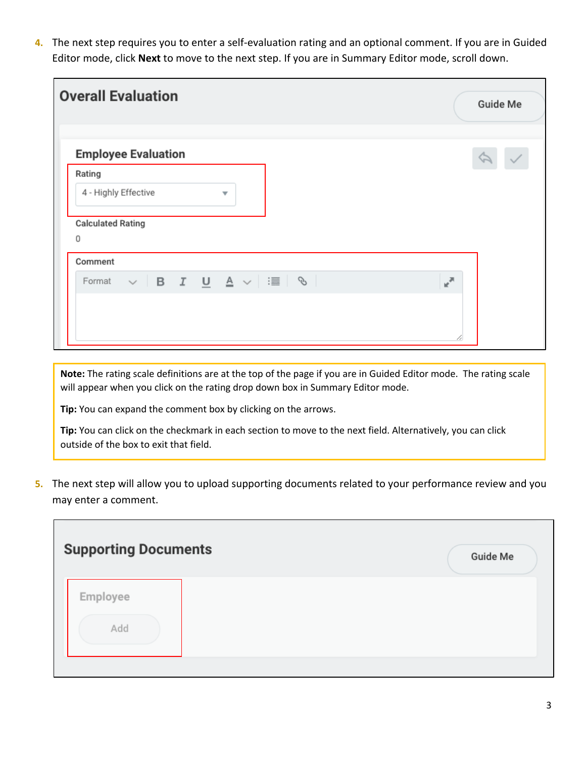4. The next step requires you to enter a self-evaluation rating and an optional comment. If you are in Guided Editor mode, click **Next** to move to the next step. If you are in Summary Editor mode, scroll down.

**Overall Evaluation**

Guide Me

**Employee Evaluation**

Rating

4 - Highly Effective

Calculated Rating

0

Comment

> **Note:** The rating scale definitions are at the top of the page if you are in Guided Editor mode. The rating scale will appear when you click on the rating drop down box in Summary Editor mode.
>
> **Tip:** You can expand the comment box by clicking on the arrows.
>
> **Tip:** You can click on the checkmark in each section to move to the next field. Alternatively, you can click outside of the box to exit that field.

5. The next step will allow you to upload supporting documents related to your performance review and you may enter a comment.

**Supporting Documents**

Guide Me

Employee

Add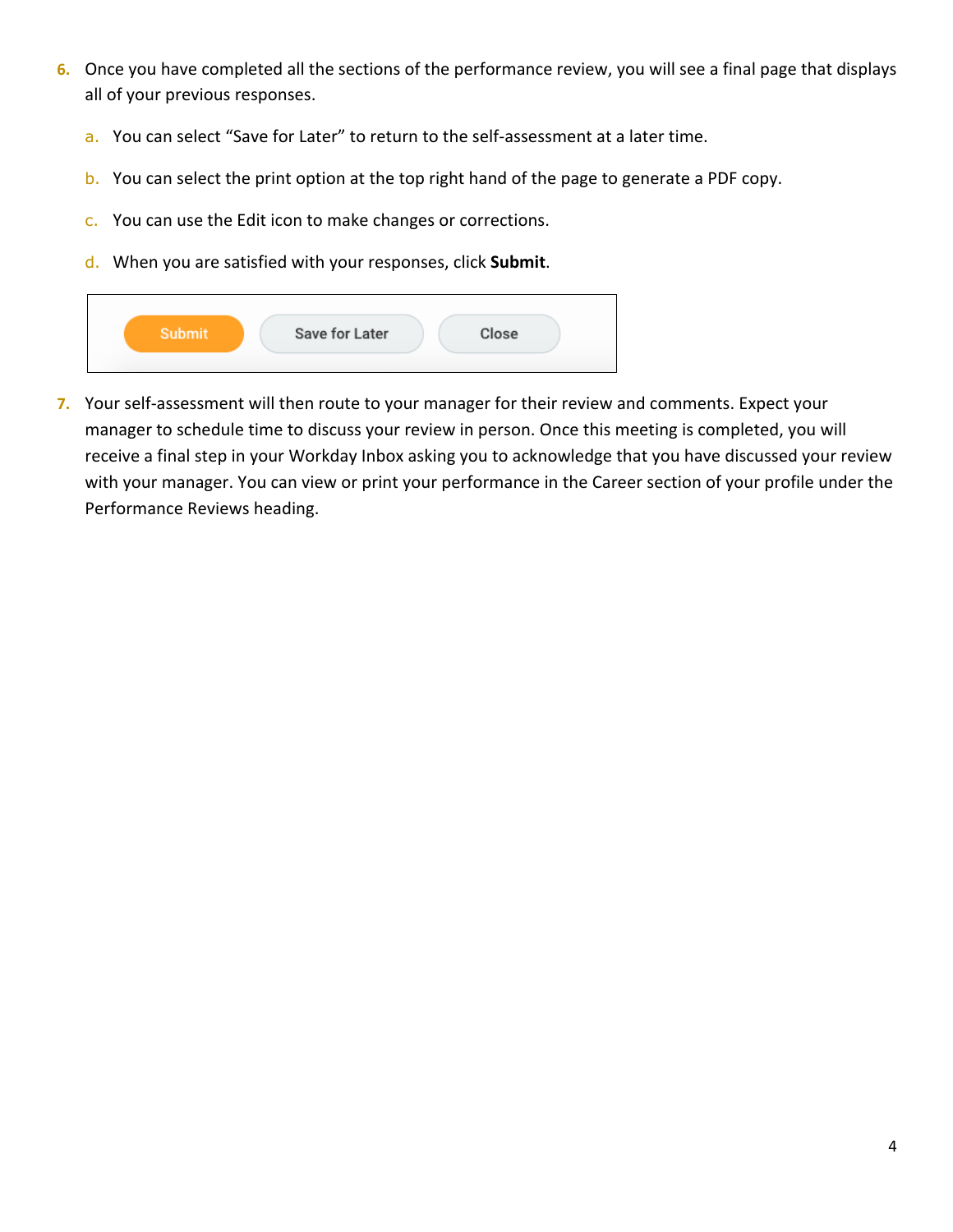6. Once you have completed all the sections of the performance review, you will see a final page that displays all of your previous responses.
   a. You can select "Save for Later" to return to the self-assessment at a later time.
   b. You can select the print option at the top right hand of the page to generate a PDF copy.
   c. You can use the Edit icon to make changes or corrections.
   d. When you are satisfied with your responses, click **Submit**.

Submit Save for Later Close

7. Your self-assessment will then route to your manager for their review and comments. Expect your manager to schedule time to discuss your review in person. Once this meeting is completed, you will receive a final step in your Workday Inbox asking you to acknowledge that you have discussed your review with your manager. You can view or print your performance in the Career section of your profile under the Performance Reviews heading.